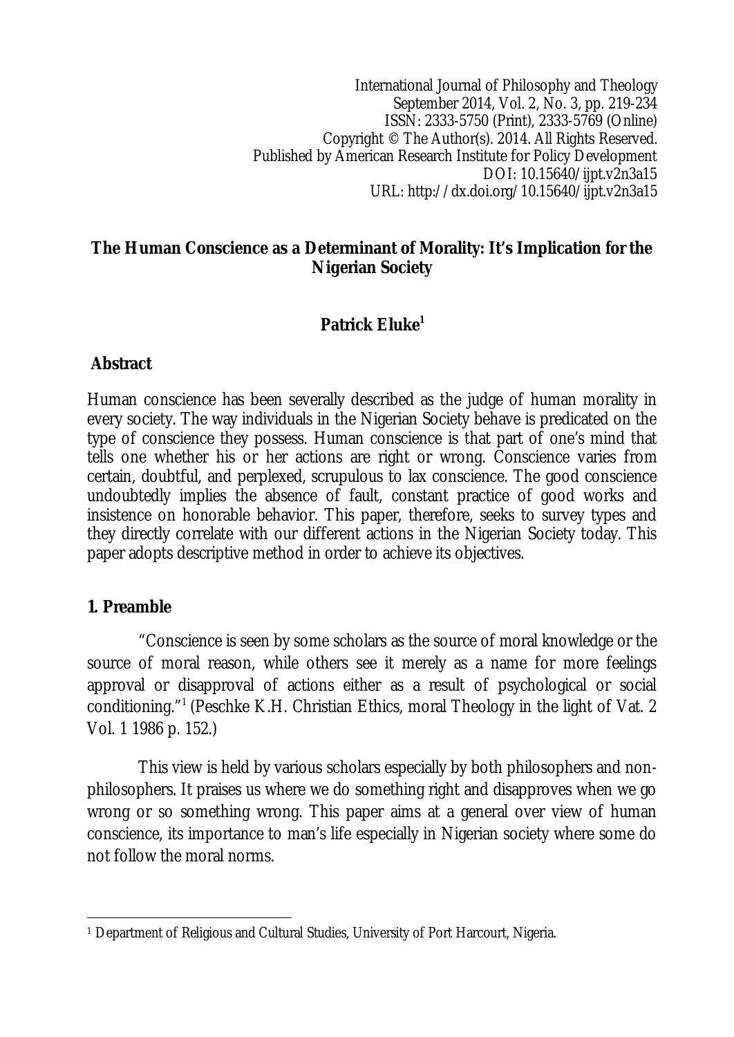International Journal of Philosophy and Theology
September 2014, Vol. 2, No. 3, pp. 219-234
ISSN: 2333-5750 (Print), 2333-5769 (Online)
Copyright © The Author(s). 2014. All Rights Reserved.
Published by American Research Institute for Policy Development
DOI: 10.15640/ijpt.v2n3a15
URL: http://dx.doi.org/10.15640/ijpt.v2n3a15

# The Human Conscience as a Determinant of Morality: It's Implication for the Nigerian Society

**Patrick Eluke[1]**

## Abstract

Human conscience has been severally described as the judge of human morality in every society. The way individuals in the Nigerian Society behave is predicated on the type of conscience they possess. Human conscience is that part of one's mind that tells one whether his or her actions are right or wrong. Conscience varies from certain, doubtful, and perplexed, scrupulous to lax conscience. The good conscience undoubtedly implies the absence of fault, constant practice of good works and insistence on honorable behavior. This paper, therefore, seeks to survey types and they directly correlate with our different actions in the Nigerian Society today. This paper adopts descriptive method in order to achieve its objectives.

## 1. Preamble

"Conscience is seen by some scholars as the source of moral knowledge or the source of moral reason, while others see it merely as a name for more feelings approval or disapproval of actions either as a result of psychological or social conditioning."[1] (Peschke K.H. Christian Ethics, moral Theology in the light of Vat. 2 Vol. 1 1986 p. 152.)

This view is held by various scholars especially by both philosophers and non-philosophers. It praises us where we do something right and disapproves when we go wrong or so something wrong. This paper aims at a general over view of human conscience, its importance to man's life especially in Nigerian society where some do not follow the moral norms.

---

[1] Department of Religious and Cultural Studies, University of Port Harcourt, Nigeria.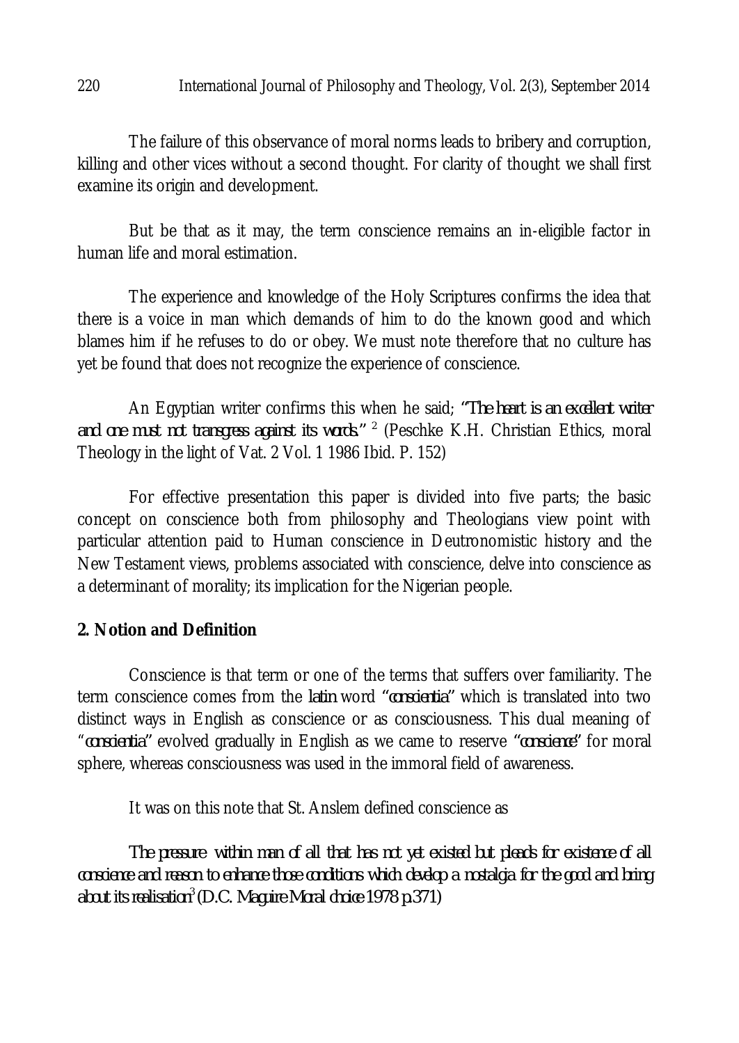The failure of this observance of moral norms leads to bribery and corruption, killing and other vices without a second thought. For clarity of thought we shall first examine its origin and development.

But be that as it may, the term conscience remains an in-eligible factor in human life and moral estimation.

The experience and knowledge of the Holy Scriptures confirms the idea that there is a voice in man which demands of him to do the known good and which blames him if he refuses to do or obey. We must note therefore that no culture has yet be found that does not recognize the experience of conscience.

An Egyptian writer confirms this when he said; *"The heart is an excellent writer and one must not transgress against its words."* [2] (Peschke K.H. Christian Ethics, moral Theology in the light of Vat. 2 Vol. 1 1986 Ibid. P. 152)

For effective presentation this paper is divided into five parts; the basic concept on conscience both from philosophy and Theologians view point with particular attention paid to Human conscience in Deutronomistic history and the New Testament views, problems associated with conscience, delve into conscience as a determinant of morality; its implication for the Nigerian people.

## 2. Notion and Definition

Conscience is that term or one of the terms that suffers over familiarity. The term conscience comes from the *latin* word *"conscientia"* which is translated into two distinct ways in English as conscience or as consciousness. This dual meaning of "*conscientia*" evolved gradually in English as we came to reserve *"conscience"* for moral sphere, whereas consciousness was used in the immoral field of awareness.

It was on this note that St. Anslem defined conscience as

*The pressure within man of all that has not yet existed but pleads for existence of all conscience and reason to enhance those conditions which develop a nostalgia for the good and bring about its realisation*[3] *(D.C. Maguire Moral choice 1978 p.371)*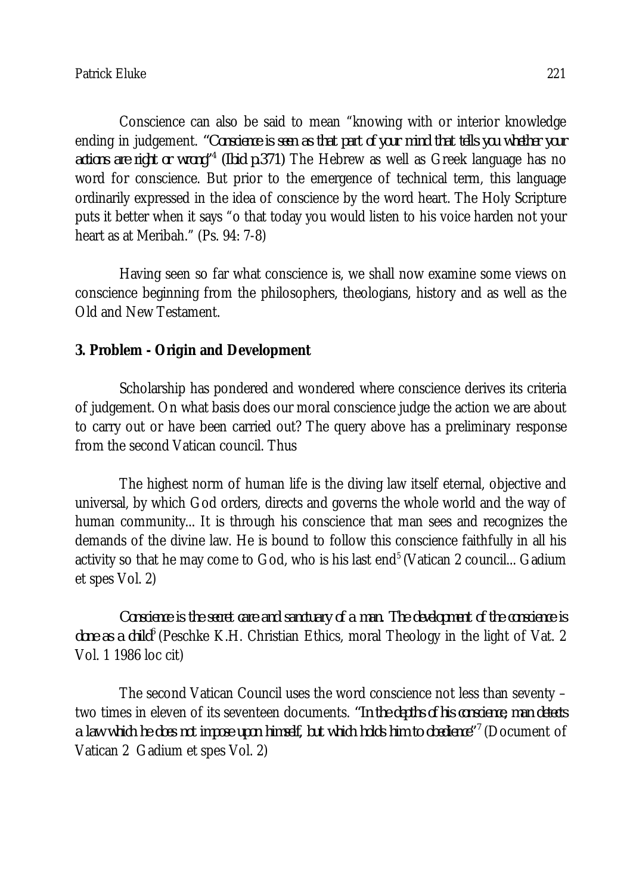Conscience can also be said to mean "knowing with or interior knowledge ending in judgement. ***"Conscience is seen as that part of your mind that tells you whether your actions are right or wrong"*[4] *(Ibid p.371)*** The Hebrew as well as Greek language has no word for conscience. But prior to the emergence of technical term, this language ordinarily expressed in the idea of conscience by the word heart. The Holy Scripture puts it better when it says "o that today you would listen to his voice harden not your heart as at Meribah." (Ps. 94: 7-8)

Having seen so far what conscience is, we shall now examine some views on conscience beginning from the philosophers, theologians, history and as well as the Old and New Testament.

## 3. Problem - Origin and Development

Scholarship has pondered and wondered where conscience derives its criteria of judgement. On what basis does our moral conscience judge the action we are about to carry out or have been carried out? The query above has a preliminary response from the second Vatican council. Thus

The highest norm of human life is the diving law itself eternal, objective and universal, by which God orders, directs and governs the whole world and the way of human community... It is through his conscience that man sees and recognizes the demands of the divine law. He is bound to follow this conscience faithfully in all his activity so that he may come to God, who is his last end[5] (Vatican 2 council... Gadium et spes Vol. 2)

***Conscience is the secret care and sanctuary of a man. The development of the conscience is done as a child***[6] (Peschke K.H. Christian Ethics, moral Theology in the light of Vat. 2 Vol. 1 1986 loc cit)

The second Vatican Council uses the word conscience not less than seventy – two times in eleven of its seventeen documents. ***"In the depths of his conscience, man detects a law which he does not impose upon himself, but which holds him to obedience"***[7] (Document of Vatican 2 Gadium et spes Vol. 2)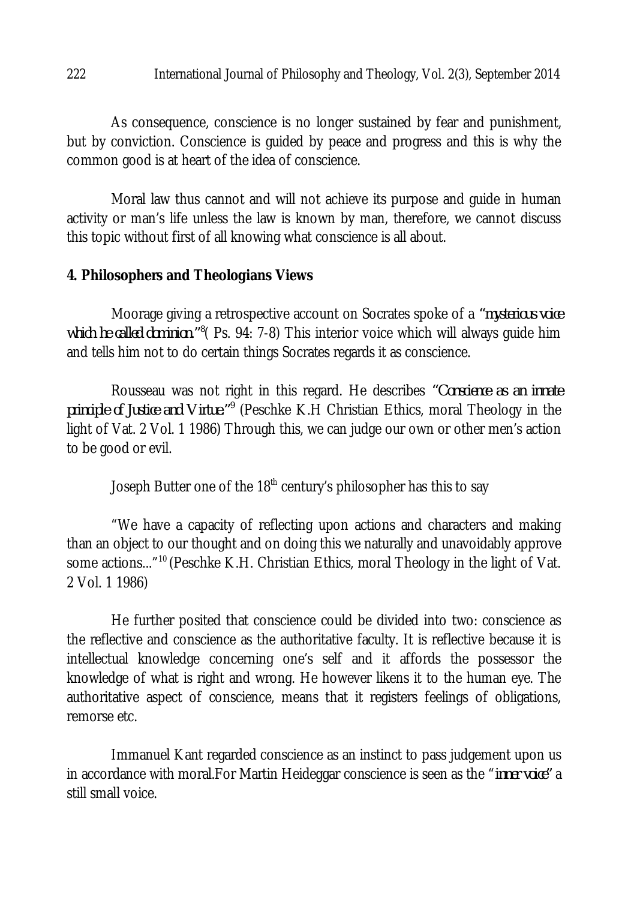As consequence, conscience is no longer sustained by fear and punishment, but by conviction. Conscience is guided by peace and progress and this is why the common good is at heart of the idea of conscience.

Moral law thus cannot and will not achieve its purpose and guide in human activity or man's life unless the law is known by man, therefore, we cannot discuss this topic without first of all knowing what conscience is all about.

**4. Philosophers and Theologians Views**

Moorage giving a retrospective account on Socrates spoke of a *"mysterious voice which he called dominion."*[8]( Ps. 94: 7-8) This interior voice which will always guide him and tells him not to do certain things Socrates regards it as conscience.

Rousseau was not right in this regard. He describes *"Conscience as an innate principle of Justice and Virtue."*[9] (Peschke K.H Christian Ethics, moral Theology in the light of Vat. 2 Vol. 1 1986) Through this, we can judge our own or other men's action to be good or evil.

Joseph Butter one of the 18th century's philosopher has this to say

"We have a capacity of reflecting upon actions and characters and making than an object to our thought and on doing this we naturally and unavoidably approve some actions..."[10] (Peschke K.H. Christian Ethics, moral Theology in the light of Vat. 2 Vol. 1 1986)

He further posited that conscience could be divided into two: conscience as the reflective and conscience as the authoritative faculty. It is reflective because it is intellectual knowledge concerning one's self and it affords the possessor the knowledge of what is right and wrong. He however likens it to the human eye. The authoritative aspect of conscience, means that it registers feelings of obligations, remorse etc.

Immanuel Kant regarded conscience as an instinct to pass judgement upon us in accordance with moral.For Martin Heideggar conscience is seen as the "*inner voice*" a still small voice.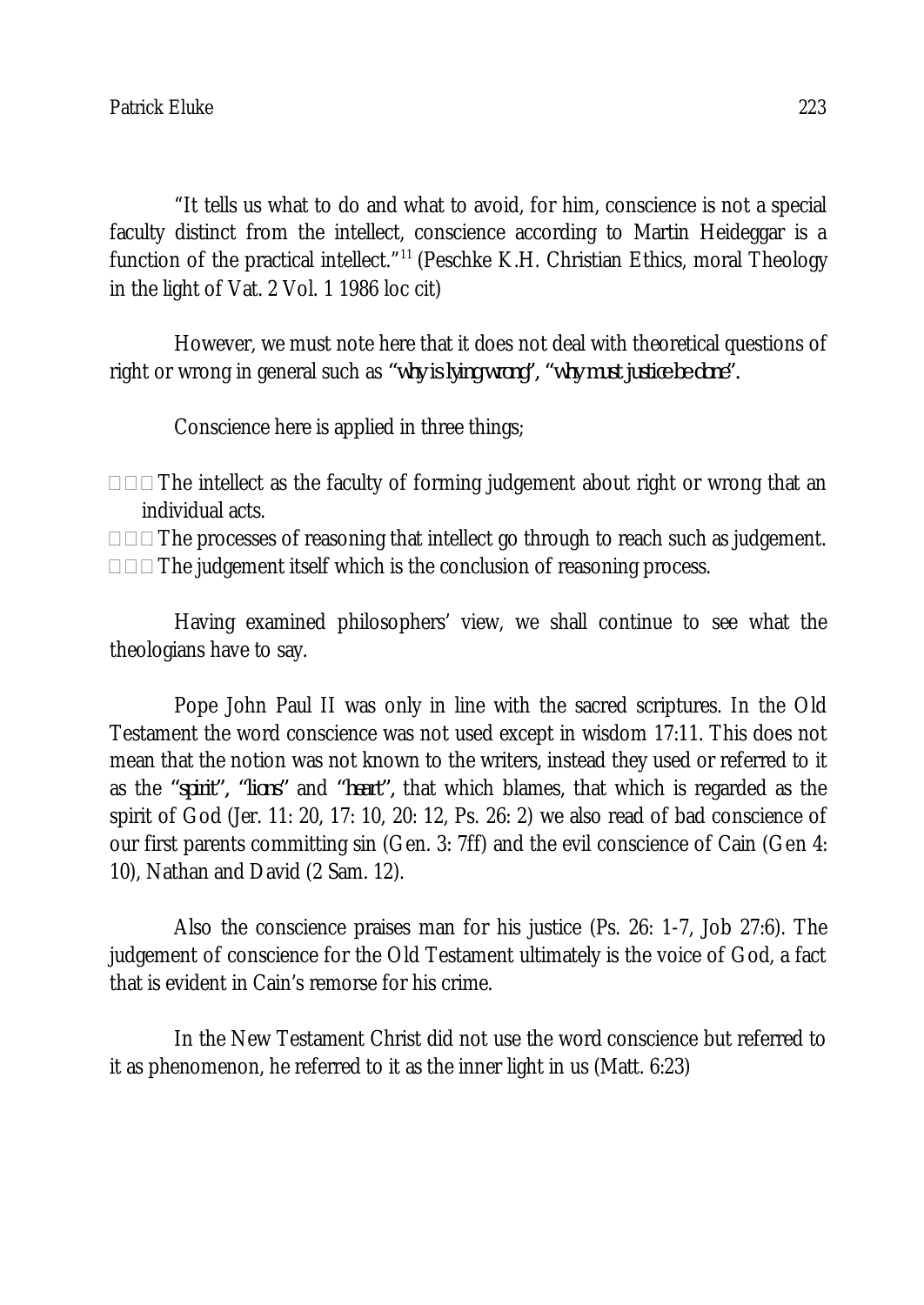"It tells us what to do and what to avoid, for him, conscience is not a special faculty distinct from the intellect, conscience according to Martin Heideggar is a function of the practical intellect."[11] (Peschke K.H. Christian Ethics, moral Theology in the light of Vat. 2 Vol. 1 1986 loc cit)

However, we must note here that it does not deal with theoretical questions of right or wrong in general such as ***"why is lying wrong", "why must justice be done".***

Conscience here is applied in three things;

- The intellect as the faculty of forming judgement about right or wrong that an individual acts.
- The processes of reasoning that intellect go through to reach such as judgement.
- The judgement itself which is the conclusion of reasoning process.

Having examined philosophers' view, we shall continue to see what the theologians have to say.

Pope John Paul II was only in line with the sacred scriptures. In the Old Testament the word conscience was not used except in wisdom 17:11. This does not mean that the notion was not known to the writers, instead they used or referred to it as the ***"spirit", "lions"*** and ***"heart",*** that which blames, that which is regarded as the spirit of God (Jer. 11: 20, 17: 10, 20: 12, Ps. 26: 2) we also read of bad conscience of our first parents committing sin (Gen. 3: 7ff) and the evil conscience of Cain (Gen 4: 10), Nathan and David (2 Sam. 12).

Also the conscience praises man for his justice (Ps. 26: 1-7, Job 27:6). The judgement of conscience for the Old Testament ultimately is the voice of God, a fact that is evident in Cain's remorse for his crime.

In the New Testament Christ did not use the word conscience but referred to it as phenomenon, he referred to it as the inner light in us (Matt. 6:23)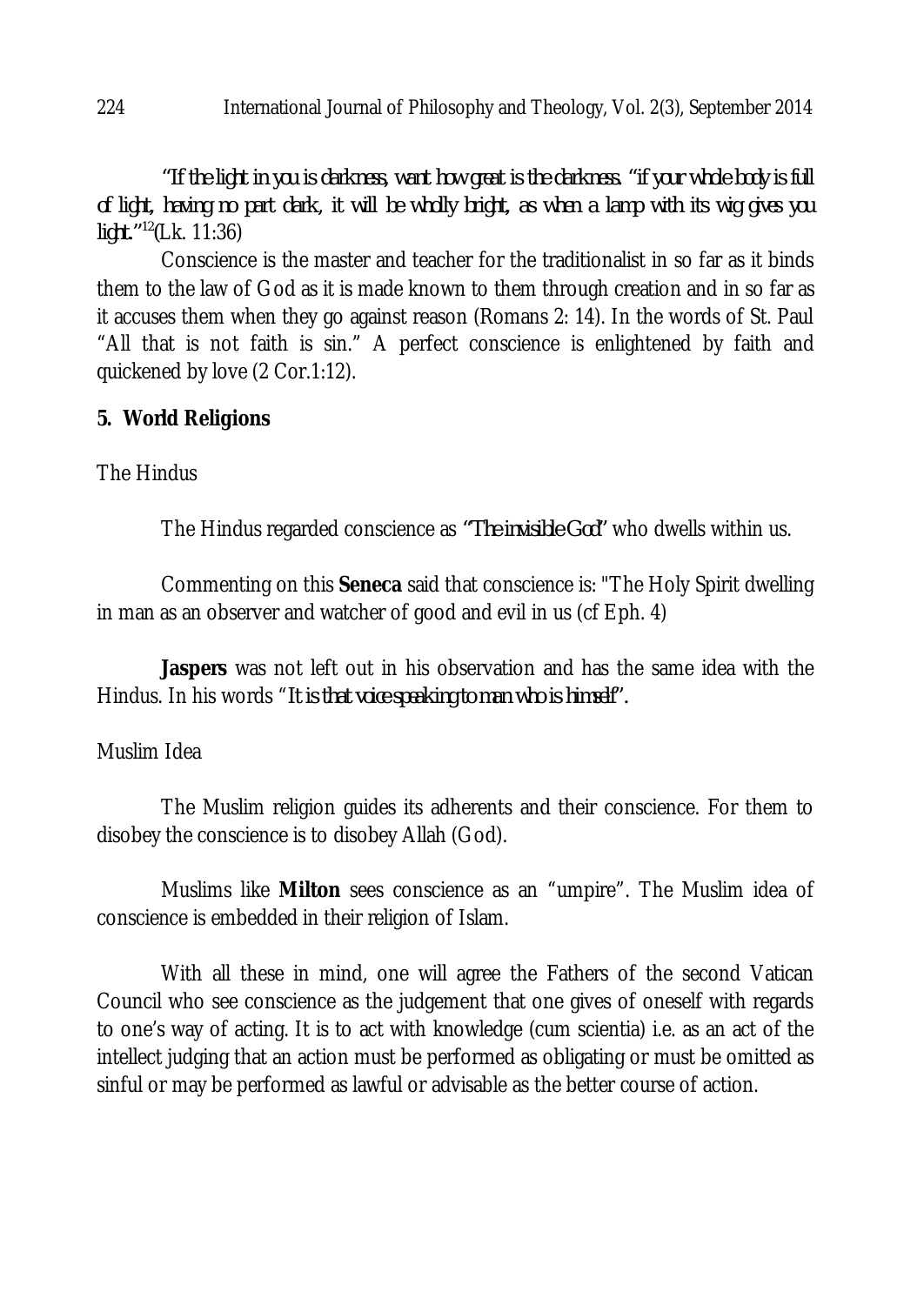*"If the light in you is darkness, want how great is the darkness. "if your whole body is full of light, having no part dark, it will be wholly bright, as when a lamp with its wig gives you light."*[12](Lk. 11:36)

Conscience is the master and teacher for the traditionalist in so far as it binds them to the law of God as it is made known to them through creation and in so far as it accuses them when they go against reason (Romans 2: 14). In the words of St. Paul "All that is not faith is sin." A perfect conscience is enlightened by faith and quickened by love (2 Cor.1:12).

## 5. World Religions

The Hindus

The Hindus regarded conscience as *"The invisible God"* who dwells within us.

Commenting on this **Seneca** said that conscience is: "The Holy Spirit dwelling in man as an observer and watcher of good and evil in us (cf Eph. 4)

**Jaspers** was not left out in his observation and has the same idea with the Hindus. In his words "*It is that voice speaking to man who is himself*".

Muslim Idea

The Muslim religion guides its adherents and their conscience. For them to disobey the conscience is to disobey Allah (God).

Muslims like **Milton** sees conscience as an "umpire". The Muslim idea of conscience is embedded in their religion of Islam.

With all these in mind, one will agree the Fathers of the second Vatican Council who see conscience as the judgement that one gives of oneself with regards to one's way of acting. It is to act with knowledge (cum scientia) i.e. as an act of the intellect judging that an action must be performed as obligating or must be omitted as sinful or may be performed as lawful or advisable as the better course of action.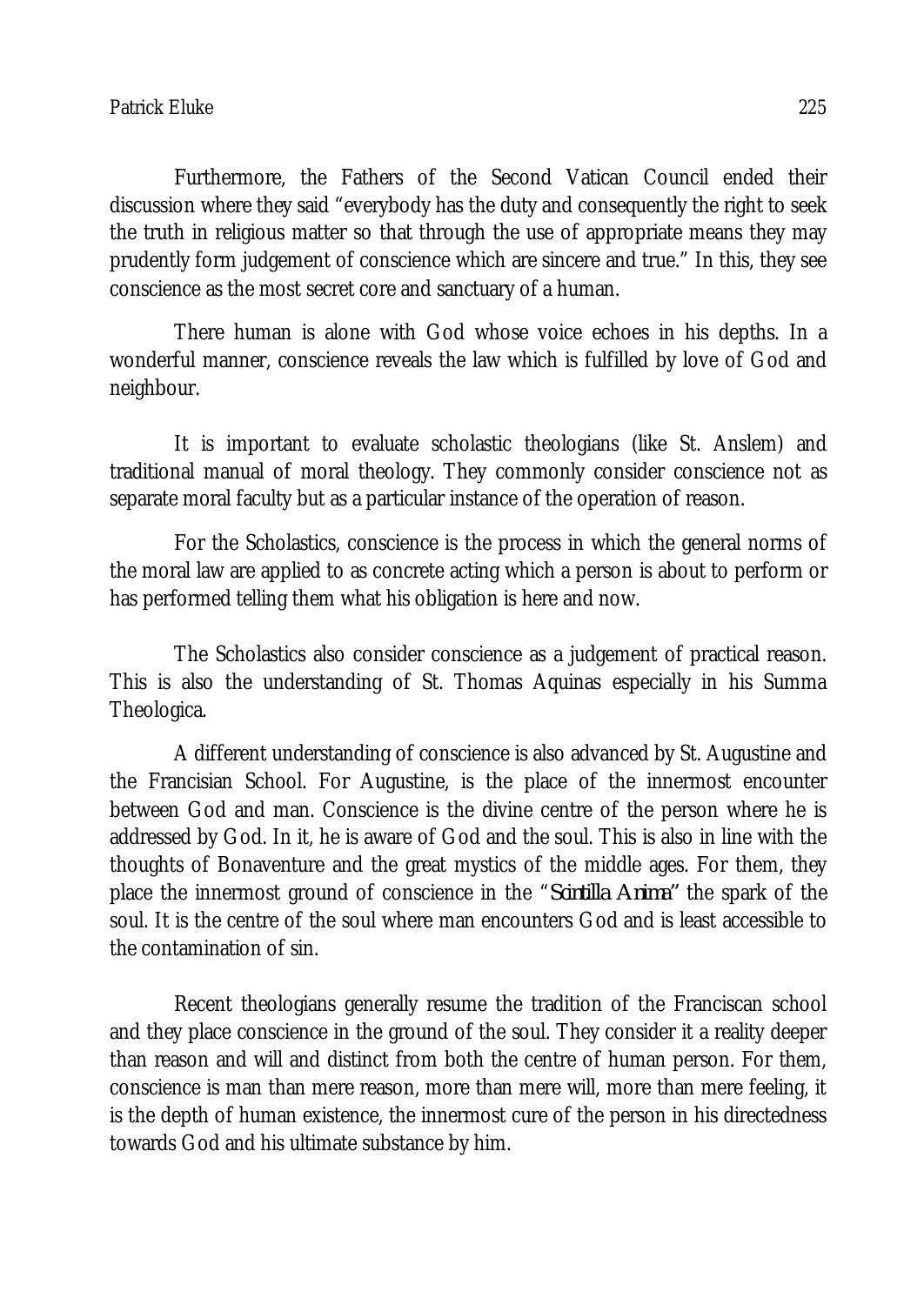Furthermore, the Fathers of the Second Vatican Council ended their discussion where they said "everybody has the duty and consequently the right to seek the truth in religious matter so that through the use of appropriate means they may prudently form judgement of conscience which are sincere and true." In this, they see conscience as the most secret core and sanctuary of a human.

There human is alone with God whose voice echoes in his depths. In a wonderful manner, conscience reveals the law which is fulfilled by love of God and neighbour.

It is important to evaluate scholastic theologians (like St. Anslem) and traditional manual of moral theology. They commonly consider conscience not as separate moral faculty but as a particular instance of the operation of reason.

For the Scholastics, conscience is the process in which the general norms of the moral law are applied to as concrete acting which a person is about to perform or has performed telling them what his obligation is here and now.

The Scholastics also consider conscience as a judgement of practical reason. This is also the understanding of St. Thomas Aquinas especially in his Summa Theologica.

A different understanding of conscience is also advanced by St. Augustine and the Francisian School. For Augustine, is the place of the innermost encounter between God and man. Conscience is the divine centre of the person where he is addressed by God. In it, he is aware of God and the soul. This is also in line with the thoughts of Bonaventure and the great mystics of the middle ages. For them, they place the innermost ground of conscience in the "*Scintilla Anima*" the spark of the soul. It is the centre of the soul where man encounters God and is least accessible to the contamination of sin.

Recent theologians generally resume the tradition of the Franciscan school and they place conscience in the ground of the soul. They consider it a reality deeper than reason and will and distinct from both the centre of human person. For them, conscience is man than mere reason, more than mere will, more than mere feeling, it is the depth of human existence, the innermost cure of the person in his directedness towards God and his ultimate substance by him.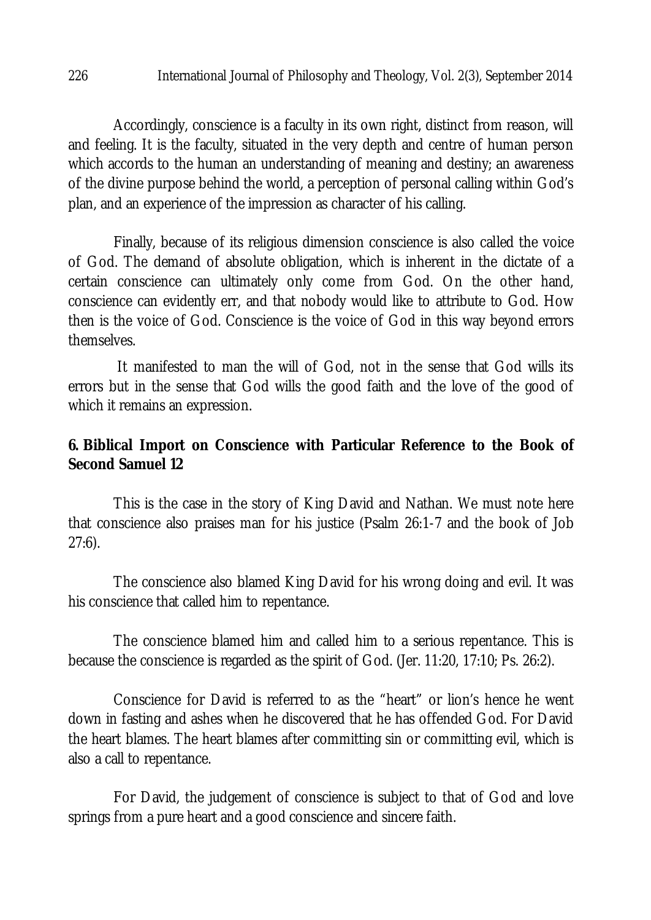Accordingly, conscience is a faculty in its own right, distinct from reason, will and feeling. It is the faculty, situated in the very depth and centre of human person which accords to the human an understanding of meaning and destiny; an awareness of the divine purpose behind the world, a perception of personal calling within God's plan, and an experience of the impression as character of his calling.

Finally, because of its religious dimension conscience is also called the voice of God. The demand of absolute obligation, which is inherent in the dictate of a certain conscience can ultimately only come from God. On the other hand, conscience can evidently err, and that nobody would like to attribute to God. How then is the voice of God. Conscience is the voice of God in this way beyond errors themselves.

It manifested to man the will of God, not in the sense that God wills its errors but in the sense that God wills the good faith and the love of the good of which it remains an expression.

## 6. Biblical Import on Conscience with Particular Reference to the Book of Second Samuel 12

This is the case in the story of King David and Nathan. We must note here that conscience also praises man for his justice (Psalm 26:1-7 and the book of Job 27:6).

The conscience also blamed King David for his wrong doing and evil. It was his conscience that called him to repentance.

The conscience blamed him and called him to a serious repentance. This is because the conscience is regarded as the spirit of God. (Jer. 11:20, 17:10; Ps. 26:2).

Conscience for David is referred to as the "heart" or lion's hence he went down in fasting and ashes when he discovered that he has offended God. For David the heart blames. The heart blames after committing sin or committing evil, which is also a call to repentance.

For David, the judgement of conscience is subject to that of God and love springs from a pure heart and a good conscience and sincere faith.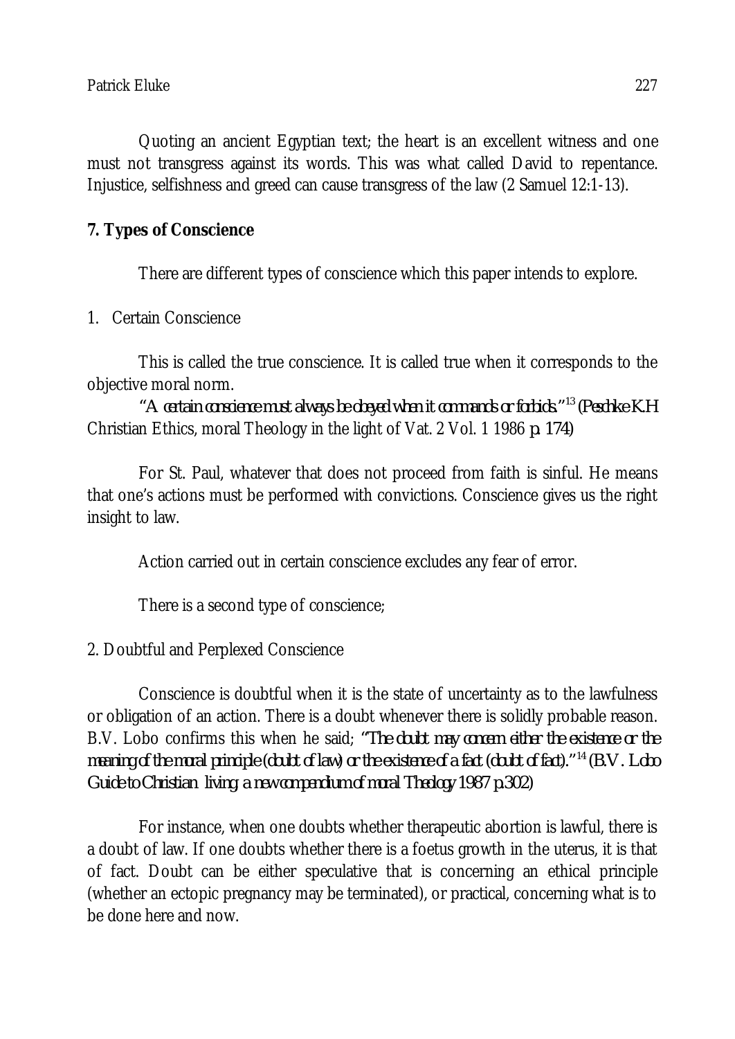Quoting an ancient Egyptian text; the heart is an excellent witness and one must not transgress against its words. This was what called David to repentance. Injustice, selfishness and greed can cause transgress of the law (2 Samuel 12:1-13).

## 7. Types of Conscience

There are different types of conscience which this paper intends to explore.

1. Certain Conscience

This is called the true conscience. It is called true when it corresponds to the objective moral norm.

*"A certain conscience must always be obeyed when it commands or forbids."*[13] *(Peschke K.H* Christian Ethics, moral Theology in the light of Vat. 2 Vol. 1 1986 *p. 174)*

For St. Paul, whatever that does not proceed from faith is sinful. He means that one's actions must be performed with convictions. Conscience gives us the right insight to law.

Action carried out in certain conscience excludes any fear of error.

There is a second type of conscience;

2. Doubtful and Perplexed Conscience

Conscience is doubtful when it is the state of uncertainty as to the lawfulness or obligation of an action. There is a doubt whenever there is solidly probable reason. B.V. Lobo confirms this when he said; *"The doubt may concern either the existence or the meaning of the moral principle (doubt of law) or the existence of a fact (doubt of fact)."*[14] *(B.V. Lobo Guide to Christian living: a new compendium of moral Theology 1987 p.302)*

For instance, when one doubts whether therapeutic abortion is lawful, there is a doubt of law. If one doubts whether there is a foetus growth in the uterus, it is that of fact. Doubt can be either speculative that is concerning an ethical principle (whether an ectopic pregnancy may be terminated), or practical, concerning what is to be done here and now.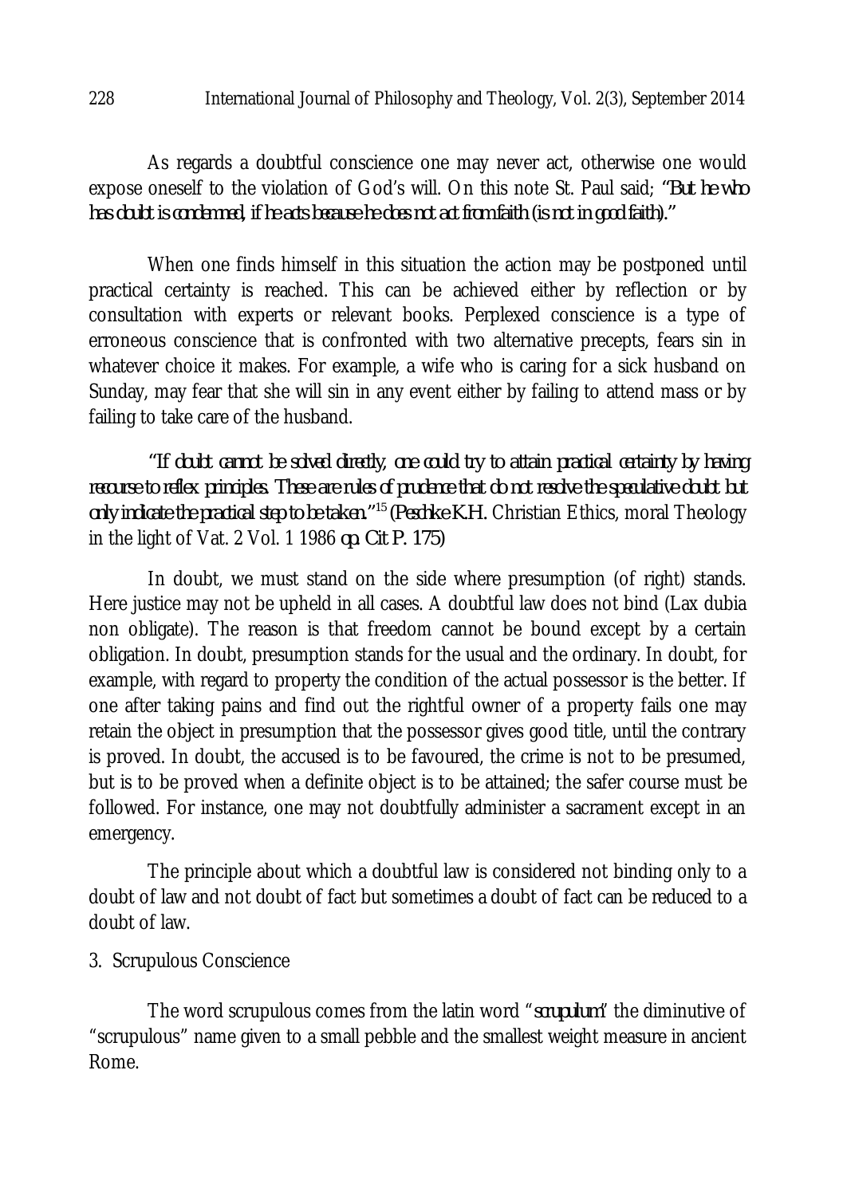As regards a doubtful conscience one may never act, otherwise one would expose oneself to the violation of God's will. On this note St. Paul said; *"But he who has doubt is condemned, if he acts because he does not act from faith (is not in good faith)."*

When one finds himself in this situation the action may be postponed until practical certainty is reached. This can be achieved either by reflection or by consultation with experts or relevant books. Perplexed conscience is a type of erroneous conscience that is confronted with two alternative precepts, fears sin in whatever choice it makes. For example, a wife who is caring for a sick husband on Sunday, may fear that she will sin in any event either by failing to attend mass or by failing to take care of the husband.

*"If doubt cannot be solved directly, one could try to attain practical certainty by having recourse to reflex principles. These are rules of prudence that do not resolve the speculative doubt but only indicate the practical step to be taken."*[15] *(Peschke K.H.* Christian Ethics, moral Theology in the light of Vat. 2 Vol. 1 1986 *op. Cit P. 175)*

In doubt, we must stand on the side where presumption (of right) stands. Here justice may not be upheld in all cases. A doubtful law does not bind (Lax dubia non obligate). The reason is that freedom cannot be bound except by a certain obligation. In doubt, presumption stands for the usual and the ordinary. In doubt, for example, with regard to property the condition of the actual possessor is the better. If one after taking pains and find out the rightful owner of a property fails one may retain the object in presumption that the possessor gives good title, until the contrary is proved. In doubt, the accused is to be favoured, the crime is not to be presumed, but is to be proved when a definite object is to be attained; the safer course must be followed. For instance, one may not doubtfully administer a sacrament except in an emergency.

The principle about which a doubtful law is considered not binding only to a doubt of law and not doubt of fact but sometimes a doubt of fact can be reduced to a doubt of law.

3. Scrupulous Conscience

The word scrupulous comes from the latin word "*scrupulum*" the diminutive of "scrupulous" name given to a small pebble and the smallest weight measure in ancient Rome.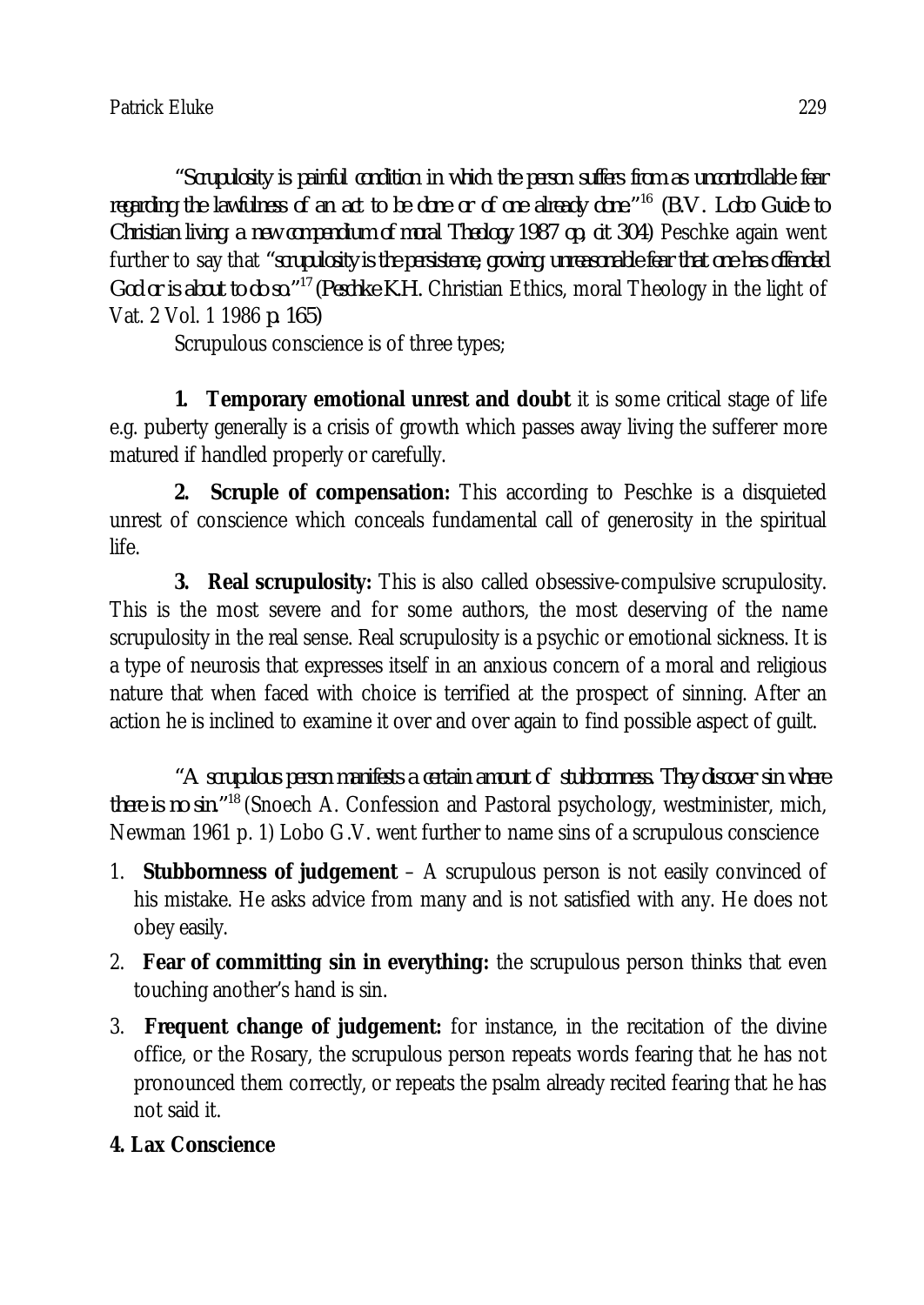*"Scrupulosity is painful condition in which the person suffers from as uncontrollable fear regarding the lawfulness of an act to be done or of one already done."*[16] *(B.V. Lobo Guide to Christian living; a new compendium of moral Theology 1987 op, cit 304)* Peschke again went further to say that *"scrupulosity is the persistence, growing, unreasonable fear that one has offended God or is about to do so."*[17] *(Peschke K.H.* Christian Ethics, moral Theology in the light of Vat. 2 Vol. 1 1986 *p. 165)*

Scrupulous conscience is of three types;

**1. Temporary emotional unrest and doubt** it is some critical stage of life e.g. puberty generally is a crisis of growth which passes away living the sufferer more matured if handled properly or carefully.

**2. Scruple of compensation:** This according to Peschke is a disquieted unrest of conscience which conceals fundamental call of generosity in the spiritual life.

**3. Real scrupulosity:** This is also called obsessive-compulsive scrupulosity. This is the most severe and for some authors, the most deserving of the name scrupulosity in the real sense. Real scrupulosity is a psychic or emotional sickness. It is a type of neurosis that expresses itself in an anxious concern of a moral and religious nature that when faced with choice is terrified at the prospect of sinning. After an action he is inclined to examine it over and over again to find possible aspect of guilt.

*"A scrupulous person manifests a certain amount of stubbornness. They discover sin where there is no sin."*[18] (Snoech A. Confession and Pastoral psychology, westminister, mich, Newman 1961 p. 1) Lobo G.V. went further to name sins of a scrupulous conscience

1. **Stubbornness of judgement** – A scrupulous person is not easily convinced of his mistake. He asks advice from many and is not satisfied with any. He does not obey easily.
2. **Fear of committing sin in everything:** the scrupulous person thinks that even touching another's hand is sin.
3. **Frequent change of judgement:** for instance, in the recitation of the divine office, or the Rosary, the scrupulous person repeats words fearing that he has not pronounced them correctly, or repeats the psalm already recited fearing that he has not said it.

**4. Lax Conscience**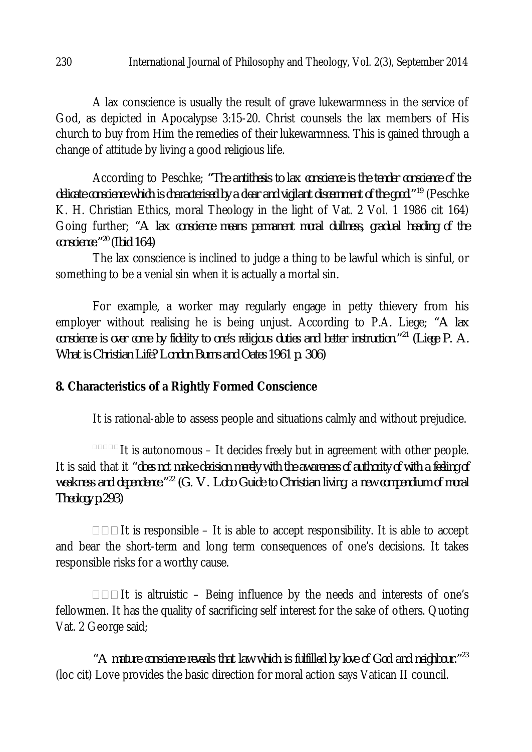A lax conscience is usually the result of grave lukewarmness in the service of God, as depicted in Apocalypse 3:15-20. Christ counsels the lax members of His church to buy from Him the remedies of their lukewarmness. This is gained through a change of attitude by living a good religious life.

According to Peschke; *"The antithesis to lax conscience is the tender conscience of the delicate conscience which is characterised by a clear and vigilant discernment of the good"*[19] (Peschke K. H. Christian Ethics, moral Theology in the light of Vat. 2 Vol. 1 1986 cit 164) Going further; *"A lax conscience means permanent moral dullness, gradual heading of the conscience."*[20] *(Ibid 164)*

The lax conscience is inclined to judge a thing to be lawful which is sinful, or something to be a venial sin when it is actually a mortal sin.

For example, a worker may regularly engage in petty thievery from his employer without realising he is being unjust. According to P.A. Liege; *"A lax conscience is over come by fidelity to one's religious duties and better instruction."*[21] *(Liege P. A. What is Christian Life? London Burns and Oates 1961 p. 306)*

**8. Characteristics of a Rightly Formed Conscience**

It is rational-able to assess people and situations calmly and without prejudice.

It is autonomous – It decides freely but in agreement with other people. It is said that it *"does not make decision merely with the awareness of authority of with a feeling of weakness and dependence."*[22] *(G. V. Lobo Guide to Christian living: a new compendium of moral Theology p.293)*

It is responsible – It is able to accept responsibility. It is able to accept and bear the short-term and long term consequences of one's decisions. It takes responsible risks for a worthy cause.

It is altruistic – Being influence by the needs and interests of one's fellowmen. It has the quality of sacrificing self interest for the sake of others. Quoting Vat. 2 George said;

*"A mature conscience reveals that law which is fulfilled by love of God and neighbour."*[23] (loc cit) Love provides the basic direction for moral action says Vatican II council.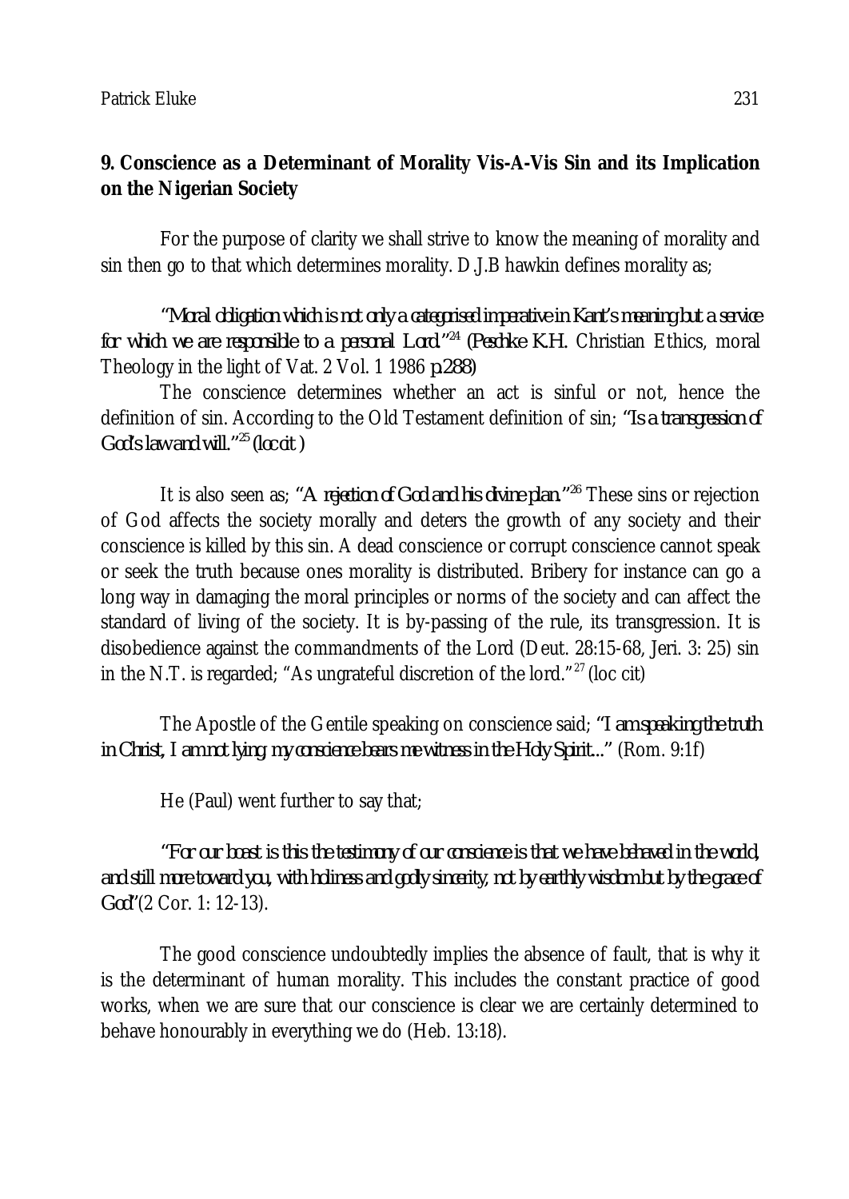## 9. Conscience as a Determinant of Morality Vis-A-Vis Sin and its Implication on the Nigerian Society

For the purpose of clarity we shall strive to know the meaning of morality and sin then go to that which determines morality. D.J.B hawkin defines morality as;

*"Moral obligation which is not only a categorised imperative in Kant's meaning but a service for which we are responsible to a personal Lord."*[24] *(Peschke K.H.* Christian Ethics, moral Theology in the light of Vat. 2 Vol. 1 1986 *p.288)*

The conscience determines whether an act is sinful or not, hence the definition of sin. According to the Old Testament definition of sin; *"Is a transgression of God's law and will."*[25] *(loc cit )*

It is also seen as; *"A rejection of God and his divine plan."*[26] These sins or rejection of God affects the society morally and deters the growth of any society and their conscience is killed by this sin. A dead conscience or corrupt conscience cannot speak or seek the truth because ones morality is distributed. Bribery for instance can go a long way in damaging the moral principles or norms of the society and can affect the standard of living of the society. It is by-passing of the rule, its transgression. It is disobedience against the commandments of the Lord (Deut. 28:15-68, Jeri. 3: 25) sin in the N.T. is regarded; "As ungrateful discretion of the lord."[27] (loc cit)

The Apostle of the Gentile speaking on conscience said; *"I am speaking the truth in Christ, I am not lying; my conscience bears me witness in the Holy Spirit..."* (Rom. 9:1f)

He (Paul) went further to say that;

*"For our boast is this the testimony of our conscience is that we have behaved in the world, and still more toward you, with holiness and godly sincerity, not by earthly wisdom but by the grace of God"*(2 Cor. 1: 12-13).

The good conscience undoubtedly implies the absence of fault, that is why it is the determinant of human morality. This includes the constant practice of good works, when we are sure that our conscience is clear we are certainly determined to behave honourably in everything we do (Heb. 13:18).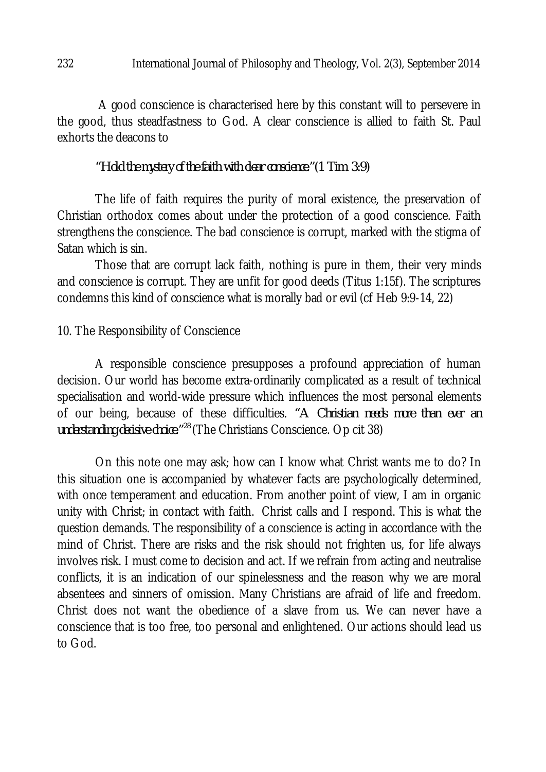A good conscience is characterised here by this constant will to persevere in the good, thus steadfastness to God. A clear conscience is allied to faith St. Paul exhorts the deacons to

*"Hold the mystery of the faith with clear conscience."* (1 Tim. 3:9)

The life of faith requires the purity of moral existence, the preservation of Christian orthodox comes about under the protection of a good conscience. Faith strengthens the conscience. The bad conscience is corrupt, marked with the stigma of Satan which is sin.

Those that are corrupt lack faith, nothing is pure in them, their very minds and conscience is corrupt. They are unfit for good deeds (Titus 1:15f). The scriptures condemns this kind of conscience what is morally bad or evil (cf Heb 9:9-14, 22)

## 10. The Responsibility of Conscience

A responsible conscience presupposes a profound appreciation of human decision. Our world has become extra-ordinarily complicated as a result of technical specialisation and world-wide pressure which influences the most personal elements of our being, because of these difficulties. *"A Christian needs more than ever an understanding decisive choice."*[28] (The Christians Conscience. Op cit 38)

On this note one may ask; how can I know what Christ wants me to do? In this situation one is accompanied by whatever facts are psychologically determined, with once temperament and education. From another point of view, I am in organic unity with Christ; in contact with faith. Christ calls and I respond. This is what the question demands. The responsibility of a conscience is acting in accordance with the mind of Christ. There are risks and the risk should not frighten us, for life always involves risk. I must come to decision and act. If we refrain from acting and neutralise conflicts, it is an indication of our spinelessness and the reason why we are moral absentees and sinners of omission. Many Christians are afraid of life and freedom. Christ does not want the obedience of a slave from us. We can never have a conscience that is too free, too personal and enlightened. Our actions should lead us to God.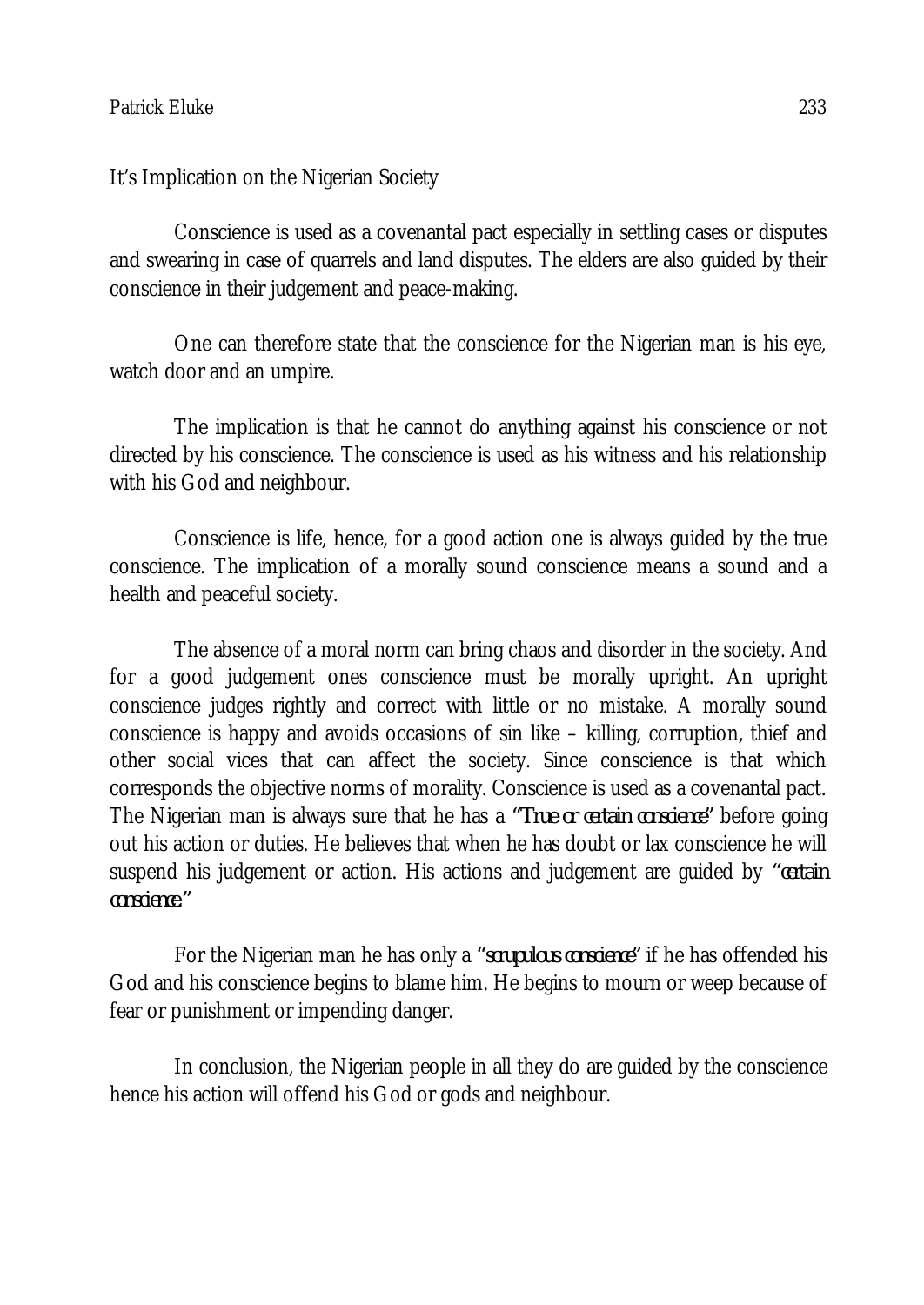It’s Implication on the Nigerian Society

Conscience is used as a covenantal pact especially in settling cases or disputes and swearing in case of quarrels and land disputes. The elders are also guided by their conscience in their judgement and peace-making.

One can therefore state that the conscience for the Nigerian man is his eye, watch door and an umpire.

The implication is that he cannot do anything against his conscience or not directed by his conscience. The conscience is used as his witness and his relationship with his God and neighbour.

Conscience is life, hence, for a good action one is always guided by the true conscience. The implication of a morally sound conscience means a sound and a health and peaceful society.

The absence of a moral norm can bring chaos and disorder in the society. And for a good judgement ones conscience must be morally upright. An upright conscience judges rightly and correct with little or no mistake. A morally sound conscience is happy and avoids occasions of sin like – killing, corruption, thief and other social vices that can affect the society. Since conscience is that which corresponds the objective norms of morality. Conscience is used as a covenantal pact. The Nigerian man is always sure that he has a “*True or certain conscience*” before going out his action or duties. He believes that when he has doubt or lax conscience he will suspend his judgement or action. His actions and judgement are guided by “*certain conscience.*”

For the Nigerian man he has only a “*scrupulous conscience*” if he has offended his God and his conscience begins to blame him. He begins to mourn or weep because of fear or punishment or impending danger.

In conclusion, the Nigerian people in all they do are guided by the conscience hence his action will offend his God or gods and neighbour.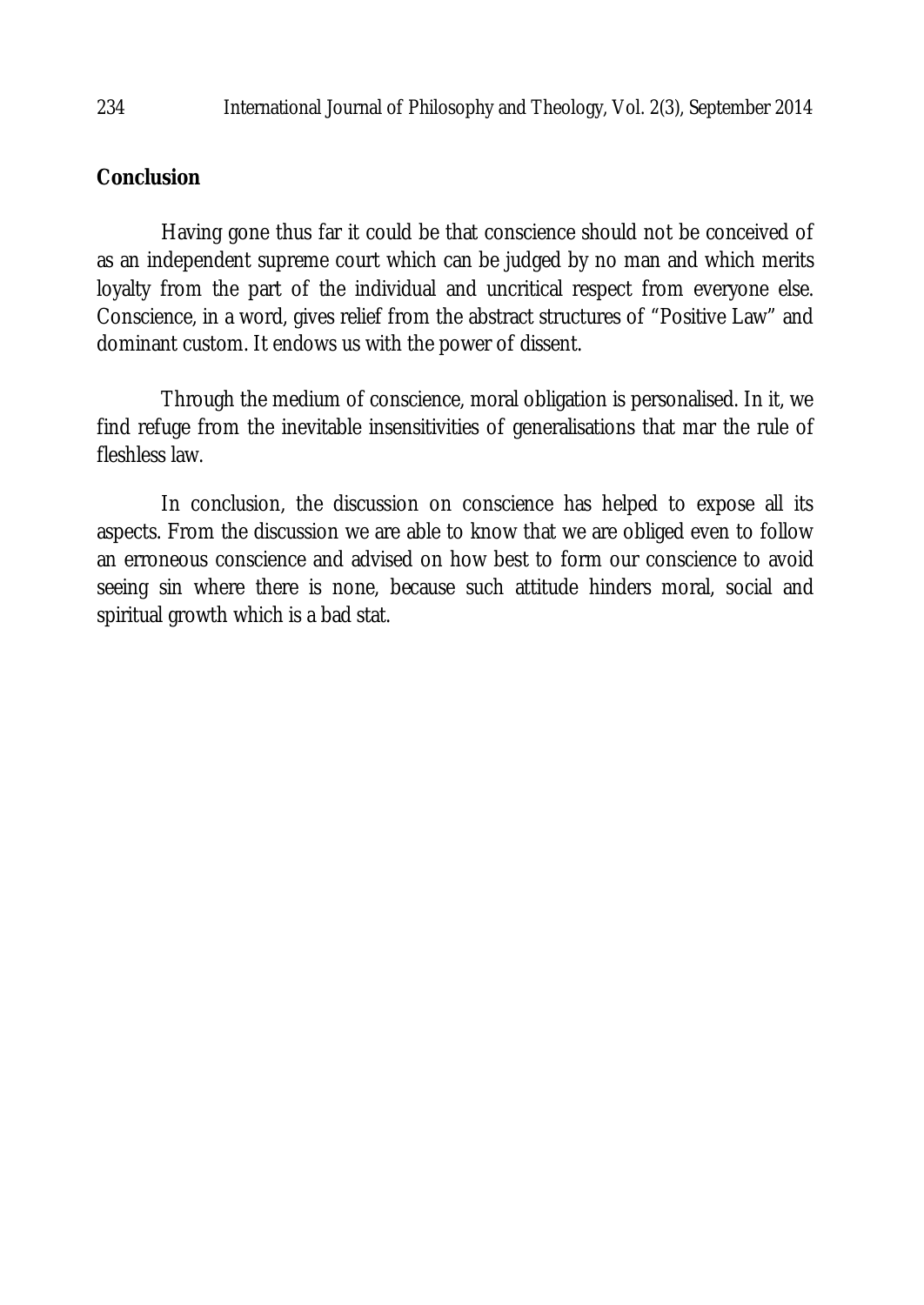## Conclusion

Having gone thus far it could be that conscience should not be conceived of as an independent supreme court which can be judged by no man and which merits loyalty from the part of the individual and uncritical respect from everyone else. Conscience, in a word, gives relief from the abstract structures of "Positive Law" and dominant custom. It endows us with the power of dissent.

Through the medium of conscience, moral obligation is personalised. In it, we find refuge from the inevitable insensitivities of generalisations that mar the rule of fleshless law.

In conclusion, the discussion on conscience has helped to expose all its aspects. From the discussion we are able to know that we are obliged even to follow an erroneous conscience and advised on how best to form our conscience to avoid seeing sin where there is none, because such attitude hinders moral, social and spiritual growth which is a bad stat.